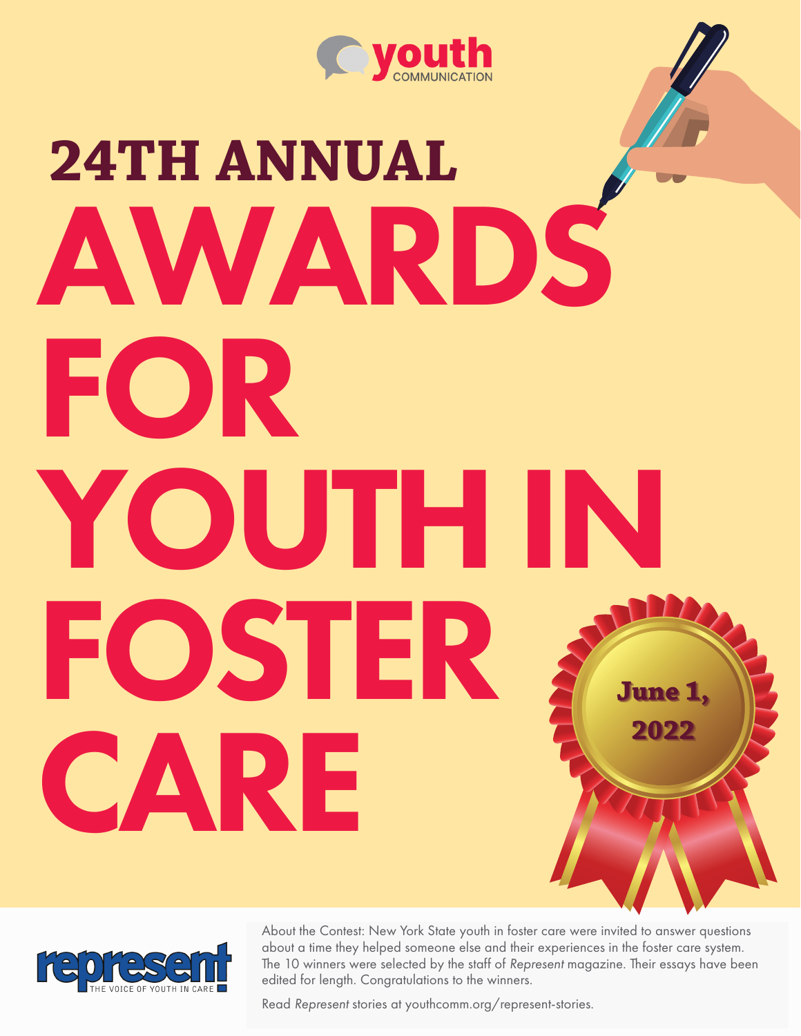youth COMMUNICATION

## 24TH ANNUAL

# AWARDS FOR YOUTH IN FOSTER CARE

June 1, 2022

represent THE VOICE OF YOUTH IN CARE

About the Contest: New York State youth in foster care were invited to answer questions about a time they helped someone else and their experiences in the foster care system. The 10 winners were selected by the staff of *Represent* magazine. Their essays have been edited for length. Congratulations to the winners.

Read *Represent* stories at youthcomm.org/represent-stories.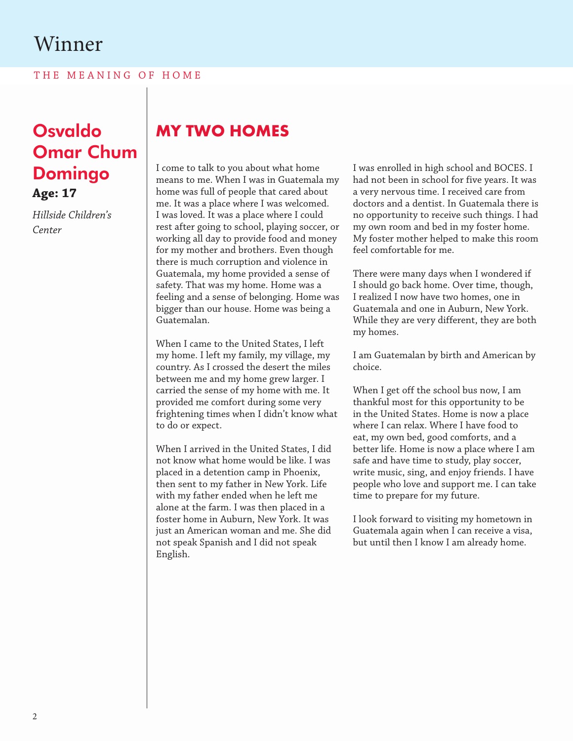# Winner

THE MEANING OF HOME

## Osvaldo Omar Chum Domingo

**Age: 17**

*Hillside Children's Center*

## MY TWO HOMES

I come to talk to you about what home means to me. When I was in Guatemala my home was full of people that cared about me. It was a place where I was welcomed. I was loved. It was a place where I could rest after going to school, playing soccer, or working all day to provide food and money for my mother and brothers. Even though there is much corruption and violence in Guatemala, my home provided a sense of safety. That was my home. Home was a feeling and a sense of belonging. Home was bigger than our house. Home was being a Guatemalan.

When I came to the United States, I left my home. I left my family, my village, my country. As I crossed the desert the miles between me and my home grew larger. I carried the sense of my home with me. It provided me comfort during some very frightening times when I didn't know what to do or expect.

When I arrived in the United States, I did not know what home would be like. I was placed in a detention camp in Phoenix, then sent to my father in New York. Life with my father ended when he left me alone at the farm. I was then placed in a foster home in Auburn, New York. It was just an American woman and me. She did not speak Spanish and I did not speak English.

I was enrolled in high school and BOCES. I had not been in school for five years. It was a very nervous time. I received care from doctors and a dentist. In Guatemala there is no opportunity to receive such things. I had my own room and bed in my foster home. My foster mother helped to make this room feel comfortable for me.

There were many days when I wondered if I should go back home. Over time, though, I realized I now have two homes, one in Guatemala and one in Auburn, New York. While they are very different, they are both my homes.

I am Guatemalan by birth and American by choice.

When I get off the school bus now, I am thankful most for this opportunity to be in the United States. Home is now a place where I can relax. Where I have food to eat, my own bed, good comforts, and a better life. Home is now a place where I am safe and have time to study, play soccer, write music, sing, and enjoy friends. I have people who love and support me. I can take time to prepare for my future.

I look forward to visiting my hometown in Guatemala again when I can receive a visa, but until then I know I am already home.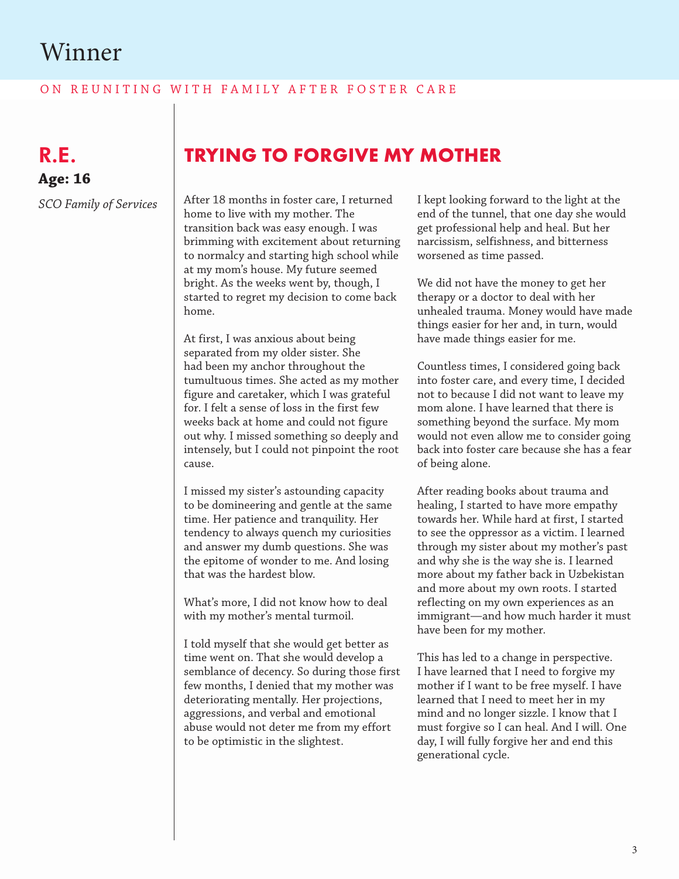# Winner

ON REUNITING WITH FAMILY AFTER FOSTER CARE

## R.E.

**Age: 16**

*SCO Family of Services*

## TRYING TO FORGIVE MY MOTHER

After 18 months in foster care, I returned home to live with my mother. The transition back was easy enough. I was brimming with excitement about returning to normalcy and starting high school while at my mom's house. My future seemed bright. As the weeks went by, though, I started to regret my decision to come back home.

At first, I was anxious about being separated from my older sister. She had been my anchor throughout the tumultuous times. She acted as my mother figure and caretaker, which I was grateful for. I felt a sense of loss in the first few weeks back at home and could not figure out why. I missed something so deeply and intensely, but I could not pinpoint the root cause.

I missed my sister's astounding capacity to be domineering and gentle at the same time. Her patience and tranquility. Her tendency to always quench my curiosities and answer my dumb questions. She was the epitome of wonder to me. And losing that was the hardest blow.

What's more, I did not know how to deal with my mother's mental turmoil.

I told myself that she would get better as time went on. That she would develop a semblance of decency. So during those first few months, I denied that my mother was deteriorating mentally. Her projections, aggressions, and verbal and emotional abuse would not deter me from my effort to be optimistic in the slightest.

I kept looking forward to the light at the end of the tunnel, that one day she would get professional help and heal. But her narcissism, selfishness, and bitterness worsened as time passed.

We did not have the money to get her therapy or a doctor to deal with her unhealed trauma. Money would have made things easier for her and, in turn, would have made things easier for me.

Countless times, I considered going back into foster care, and every time, I decided not to because I did not want to leave my mom alone. I have learned that there is something beyond the surface. My mom would not even allow me to consider going back into foster care because she has a fear of being alone.

After reading books about trauma and healing, I started to have more empathy towards her. While hard at first, I started to see the oppressor as a victim. I learned through my sister about my mother's past and why she is the way she is. I learned more about my father back in Uzbekistan and more about my own roots. I started reflecting on my own experiences as an immigrant—and how much harder it must have been for my mother.

This has led to a change in perspective. I have learned that I need to forgive my mother if I want to be free myself. I have learned that I need to meet her in my mind and no longer sizzle. I know that I must forgive so I can heal. And I will. One day, I will fully forgive her and end this generational cycle.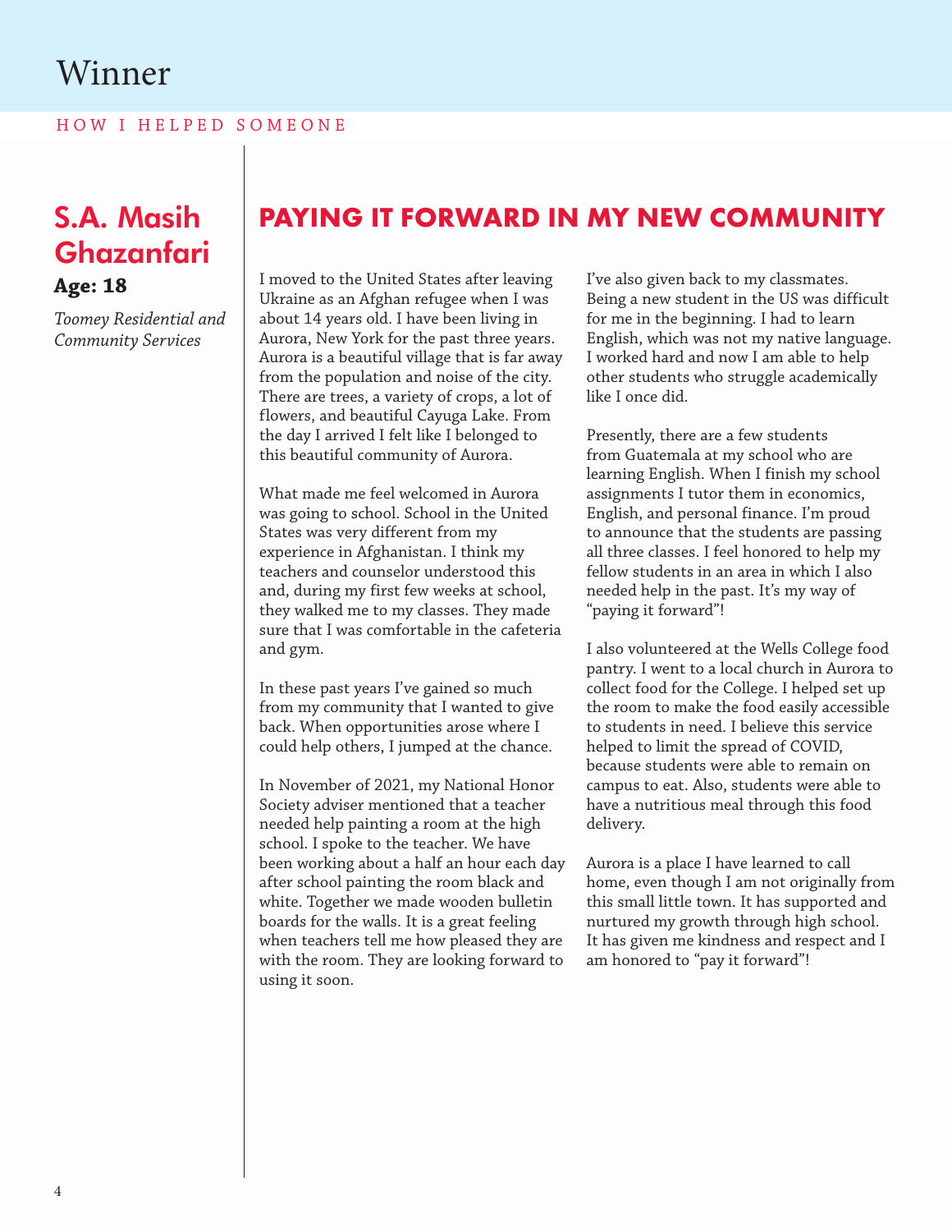# Winner

HOW I HELPED SOMEONE

## S.A. Masih Ghazanfari

**Age: 18**

*Toomey Residential and Community Services*

## PAYING IT FORWARD IN MY NEW COMMUNITY

I moved to the United States after leaving Ukraine as an Afghan refugee when I was about 14 years old. I have been living in Aurora, New York for the past three years. Aurora is a beautiful village that is far away from the population and noise of the city. There are trees, a variety of crops, a lot of flowers, and beautiful Cayuga Lake. From the day I arrived I felt like I belonged to this beautiful community of Aurora.

What made me feel welcomed in Aurora was going to school. School in the United States was very different from my experience in Afghanistan. I think my teachers and counselor understood this and, during my first few weeks at school, they walked me to my classes. They made sure that I was comfortable in the cafeteria and gym.

In these past years I've gained so much from my community that I wanted to give back. When opportunities arose where I could help others, I jumped at the chance.

In November of 2021, my National Honor Society adviser mentioned that a teacher needed help painting a room at the high school. I spoke to the teacher. We have been working about a half an hour each day after school painting the room black and white. Together we made wooden bulletin boards for the walls. It is a great feeling when teachers tell me how pleased they are with the room. They are looking forward to using it soon.

I've also given back to my classmates. Being a new student in the US was difficult for me in the beginning. I had to learn English, which was not my native language. I worked hard and now I am able to help other students who struggle academically like I once did.

Presently, there are a few students from Guatemala at my school who are learning English. When I finish my school assignments I tutor them in economics, English, and personal finance. I'm proud to announce that the students are passing all three classes. I feel honored to help my fellow students in an area in which I also needed help in the past. It's my way of "paying it forward"!

I also volunteered at the Wells College food pantry. I went to a local church in Aurora to collect food for the College. I helped set up the room to make the food easily accessible to students in need. I believe this service helped to limit the spread of COVID, because students were able to remain on campus to eat. Also, students were able to have a nutritious meal through this food delivery.

Aurora is a place I have learned to call home, even though I am not originally from this small little town. It has supported and nurtured my growth through high school. It has given me kindness and respect and I am honored to "pay it forward"!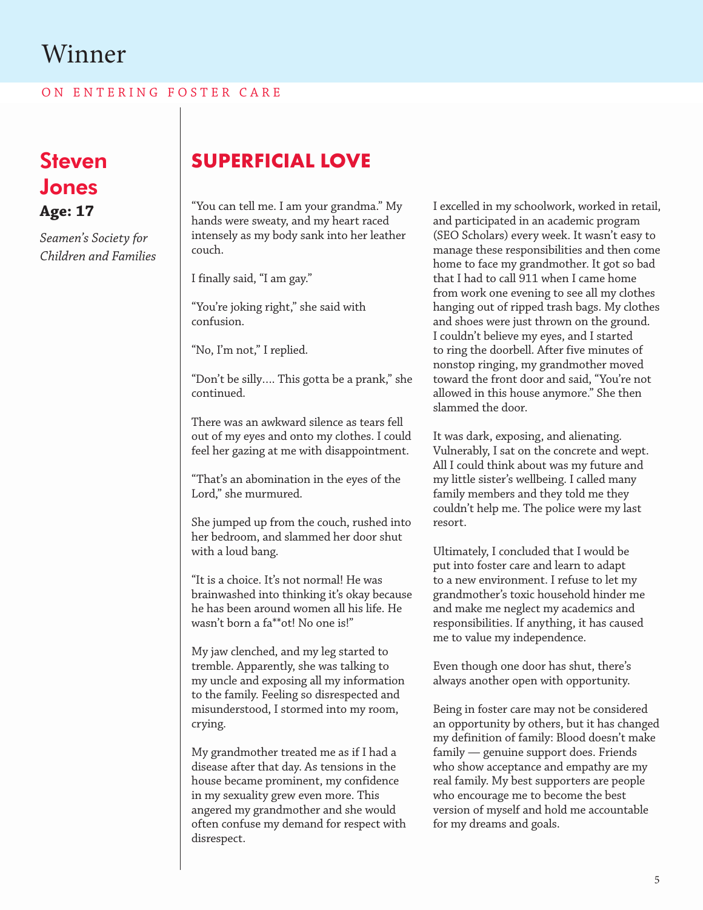# Winner

ON ENTERING FOSTER CARE

## Steven Jones

**Age: 17**

*Seamen's Society for Children and Families*

## SUPERFICIAL LOVE

"You can tell me. I am your grandma." My hands were sweaty, and my heart raced intensely as my body sank into her leather couch.

I finally said, "I am gay."

"You're joking right," she said with confusion.

"No, I'm not," I replied.

"Don't be silly.... This gotta be a prank," she continued.

There was an awkward silence as tears fell out of my eyes and onto my clothes. I could feel her gazing at me with disappointment.

"That's an abomination in the eyes of the Lord," she murmured.

She jumped up from the couch, rushed into her bedroom, and slammed her door shut with a loud bang.

"It is a choice. It's not normal! He was brainwashed into thinking it's okay because he has been around women all his life. He wasn't born a fa**ot! No one is!"

My jaw clenched, and my leg started to tremble. Apparently, she was talking to my uncle and exposing all my information to the family. Feeling so disrespected and misunderstood, I stormed into my room, crying.

My grandmother treated me as if I had a disease after that day. As tensions in the house became prominent, my confidence in my sexuality grew even more. This angered my grandmother and she would often confuse my demand for respect with disrespect.

I excelled in my schoolwork, worked in retail, and participated in an academic program (SEO Scholars) every week. It wasn't easy to manage these responsibilities and then come home to face my grandmother. It got so bad that I had to call 911 when I came home from work one evening to see all my clothes hanging out of ripped trash bags. My clothes and shoes were just thrown on the ground. I couldn't believe my eyes, and I started to ring the doorbell. After five minutes of nonstop ringing, my grandmother moved toward the front door and said, "You're not allowed in this house anymore." She then slammed the door.

It was dark, exposing, and alienating. Vulnerably, I sat on the concrete and wept. All I could think about was my future and my little sister's wellbeing. I called many family members and they told me they couldn't help me. The police were my last resort.

Ultimately, I concluded that I would be put into foster care and learn to adapt to a new environment. I refuse to let my grandmother's toxic household hinder me and make me neglect my academics and responsibilities. If anything, it has caused me to value my independence.

Even though one door has shut, there's always another open with opportunity.

Being in foster care may not be considered an opportunity by others, but it has changed my definition of family: Blood doesn't make family — genuine support does. Friends who show acceptance and empathy are my real family. My best supporters are people who encourage me to become the best version of myself and hold me accountable for my dreams and goals.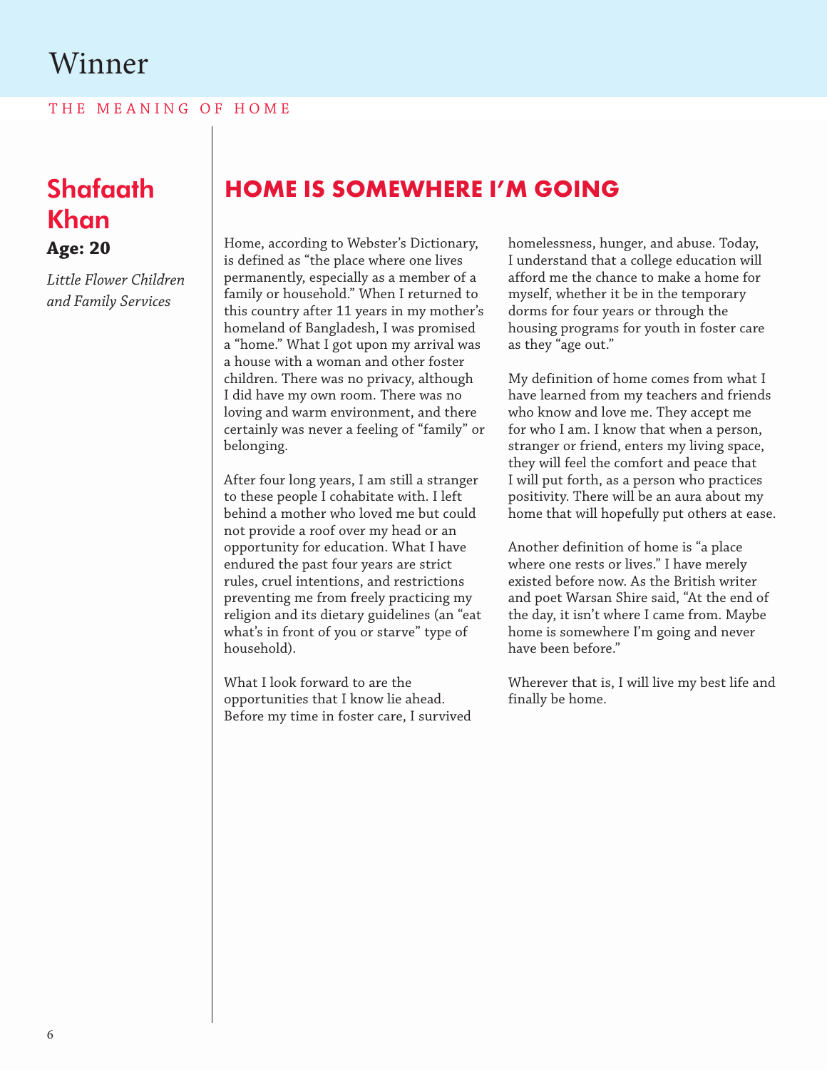# Winner

THE MEANING OF HOME

## Shafaath Khan

**Age: 20**

*Little Flower Children and Family Services*

## HOME IS SOMEWHERE I'M GOING

Home, according to Webster's Dictionary, is defined as "the place where one lives permanently, especially as a member of a family or household." When I returned to this country after 11 years in my mother's homeland of Bangladesh, I was promised a "home." What I got upon my arrival was a house with a woman and other foster children. There was no privacy, although I did have my own room. There was no loving and warm environment, and there certainly was never a feeling of "family" or belonging.

After four long years, I am still a stranger to these people I cohabitate with. I left behind a mother who loved me but could not provide a roof over my head or an opportunity for education. What I have endured the past four years are strict rules, cruel intentions, and restrictions preventing me from freely practicing my religion and its dietary guidelines (an "eat what's in front of you or starve" type of household).

What I look forward to are the opportunities that I know lie ahead. Before my time in foster care, I survived homelessness, hunger, and abuse. Today, I understand that a college education will afford me the chance to make a home for myself, whether it be in the temporary dorms for four years or through the housing programs for youth in foster care as they "age out."

My definition of home comes from what I have learned from my teachers and friends who know and love me. They accept me for who I am. I know that when a person, stranger or friend, enters my living space, they will feel the comfort and peace that I will put forth, as a person who practices positivity. There will be an aura about my home that will hopefully put others at ease.

Another definition of home is "a place where one rests or lives." I have merely existed before now. As the British writer and poet Warsan Shire said, "At the end of the day, it isn't where I came from. Maybe home is somewhere I'm going and never have been before."

Wherever that is, I will live my best life and finally be home.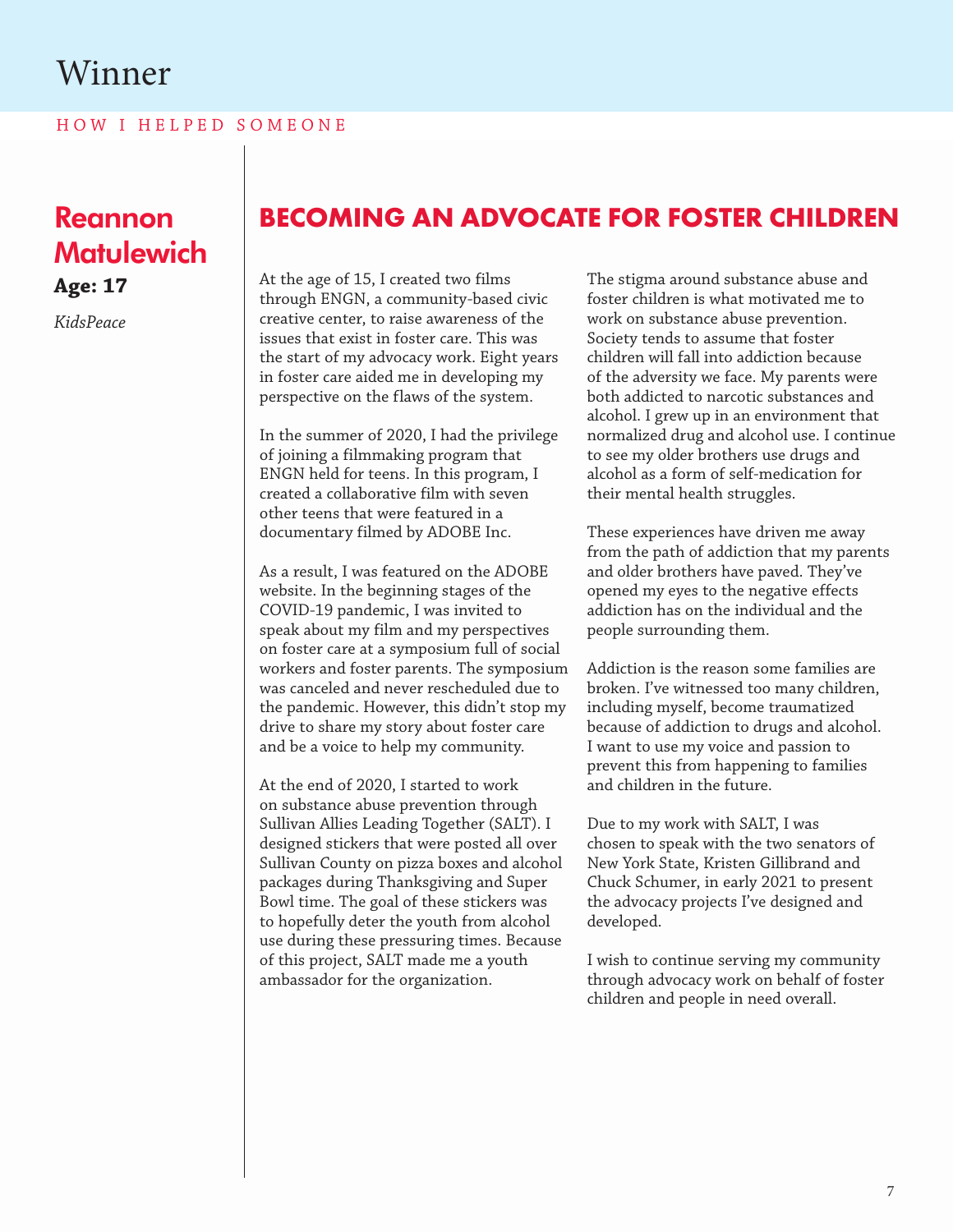# Winner

HOW I HELPED SOMEONE

## Reannon Matulewich

**Age: 17**

*KidsPeace*

## BECOMING AN ADVOCATE FOR FOSTER CHILDREN

At the age of 15, I created two films through ENGN, a community-based civic creative center, to raise awareness of the issues that exist in foster care. This was the start of my advocacy work. Eight years in foster care aided me in developing my perspective on the flaws of the system.

In the summer of 2020, I had the privilege of joining a filmmaking program that ENGN held for teens. In this program, I created a collaborative film with seven other teens that were featured in a documentary filmed by ADOBE Inc.

As a result, I was featured on the ADOBE website. In the beginning stages of the COVID-19 pandemic, I was invited to speak about my film and my perspectives on foster care at a symposium full of social workers and foster parents. The symposium was canceled and never rescheduled due to the pandemic. However, this didn't stop my drive to share my story about foster care and be a voice to help my community.

At the end of 2020, I started to work on substance abuse prevention through Sullivan Allies Leading Together (SALT). I designed stickers that were posted all over Sullivan County on pizza boxes and alcohol packages during Thanksgiving and Super Bowl time. The goal of these stickers was to hopefully deter the youth from alcohol use during these pressuring times. Because of this project, SALT made me a youth ambassador for the organization.

The stigma around substance abuse and foster children is what motivated me to work on substance abuse prevention. Society tends to assume that foster children will fall into addiction because of the adversity we face. My parents were both addicted to narcotic substances and alcohol. I grew up in an environment that normalized drug and alcohol use. I continue to see my older brothers use drugs and alcohol as a form of self-medication for their mental health struggles.

These experiences have driven me away from the path of addiction that my parents and older brothers have paved. They've opened my eyes to the negative effects addiction has on the individual and the people surrounding them.

Addiction is the reason some families are broken. I've witnessed too many children, including myself, become traumatized because of addiction to drugs and alcohol. I want to use my voice and passion to prevent this from happening to families and children in the future.

Due to my work with SALT, I was chosen to speak with the two senators of New York State, Kristen Gillibrand and Chuck Schumer, in early 2021 to present the advocacy projects I've designed and developed.

I wish to continue serving my community through advocacy work on behalf of foster children and people in need overall.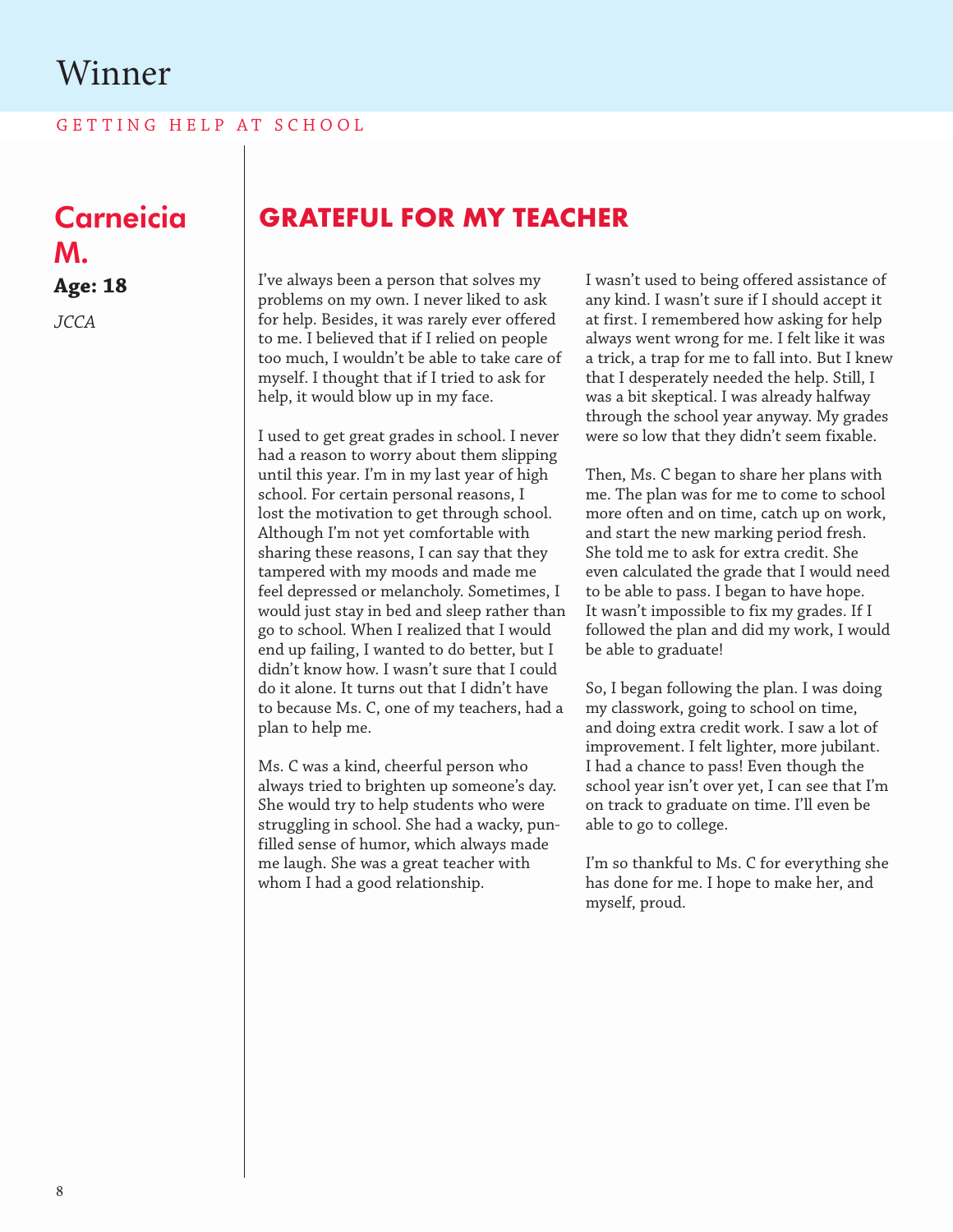# Winner

GETTING HELP AT SCHOOL

## Carneicia M.

**Age: 18**

*JCCA*

## GRATEFUL FOR MY TEACHER

I've always been a person that solves my problems on my own. I never liked to ask for help. Besides, it was rarely ever offered to me. I believed that if I relied on people too much, I wouldn't be able to take care of myself. I thought that if I tried to ask for help, it would blow up in my face.

I used to get great grades in school. I never had a reason to worry about them slipping until this year. I'm in my last year of high school. For certain personal reasons, I lost the motivation to get through school. Although I'm not yet comfortable with sharing these reasons, I can say that they tampered with my moods and made me feel depressed or melancholy. Sometimes, I would just stay in bed and sleep rather than go to school. When I realized that I would end up failing, I wanted to do better, but I didn't know how. I wasn't sure that I could do it alone. It turns out that I didn't have to because Ms. C, one of my teachers, had a plan to help me.

Ms. C was a kind, cheerful person who always tried to brighten up someone's day. She would try to help students who were struggling in school. She had a wacky, pun-filled sense of humor, which always made me laugh. She was a great teacher with whom I had a good relationship.

I wasn't used to being offered assistance of any kind. I wasn't sure if I should accept it at first. I remembered how asking for help always went wrong for me. I felt like it was a trick, a trap for me to fall into. But I knew that I desperately needed the help. Still, I was a bit skeptical. I was already halfway through the school year anyway. My grades were so low that they didn't seem fixable.

Then, Ms. C began to share her plans with me. The plan was for me to come to school more often and on time, catch up on work, and start the new marking period fresh. She told me to ask for extra credit. She even calculated the grade that I would need to be able to pass. I began to have hope. It wasn't impossible to fix my grades. If I followed the plan and did my work, I would be able to graduate!

So, I began following the plan. I was doing my classwork, going to school on time, and doing extra credit work. I saw a lot of improvement. I felt lighter, more jubilant. I had a chance to pass! Even though the school year isn't over yet, I can see that I'm on track to graduate on time. I'll even be able to go to college.

I'm so thankful to Ms. C for everything she has done for me. I hope to make her, and myself, proud.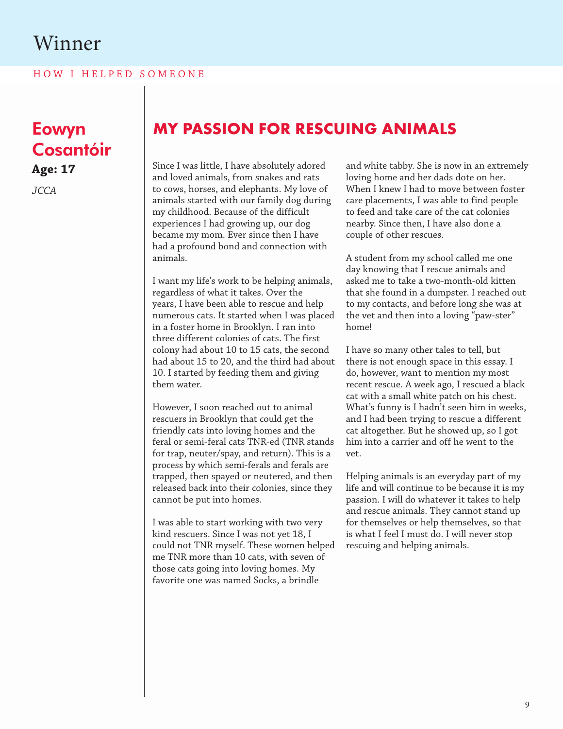# Winner

HOW I HELPED SOMEONE

## Eowyn Cosantóir

**Age: 17**

*JCCA*

## MY PASSION FOR RESCUING ANIMALS

Since I was little, I have absolutely adored and loved animals, from snakes and rats to cows, horses, and elephants. My love of animals started with our family dog during my childhood. Because of the difficult experiences I had growing up, our dog became my mom. Ever since then I have had a profound bond and connection with animals.

I want my life's work to be helping animals, regardless of what it takes. Over the years, I have been able to rescue and help numerous cats. It started when I was placed in a foster home in Brooklyn. I ran into three different colonies of cats. The first colony had about 10 to 15 cats, the second had about 15 to 20, and the third had about 10. I started by feeding them and giving them water.

However, I soon reached out to animal rescuers in Brooklyn that could get the friendly cats into loving homes and the feral or semi-feral cats TNR-ed (TNR stands for trap, neuter/spay, and return). This is a process by which semi-ferals and ferals are trapped, then spayed or neutered, and then released back into their colonies, since they cannot be put into homes.

I was able to start working with two very kind rescuers. Since I was not yet 18, I could not TNR myself. These women helped me TNR more than 10 cats, with seven of those cats going into loving homes. My favorite one was named Socks, a brindle and white tabby. She is now in an extremely loving home and her dads dote on her. When I knew I had to move between foster care placements, I was able to find people to feed and take care of the cat colonies nearby. Since then, I have also done a couple of other rescues.

A student from my school called me one day knowing that I rescue animals and asked me to take a two-month-old kitten that she found in a dumpster. I reached out to my contacts, and before long she was at the vet and then into a loving "paw-ster" home!

I have so many other tales to tell, but there is not enough space in this essay. I do, however, want to mention my most recent rescue. A week ago, I rescued a black cat with a small white patch on his chest. What's funny is I hadn't seen him in weeks, and I had been trying to rescue a different cat altogether. But he showed up, so I got him into a carrier and off he went to the vet.

Helping animals is an everyday part of my life and will continue to be because it is my passion. I will do whatever it takes to help and rescue animals. They cannot stand up for themselves or help themselves, so that is what I feel I must do. I will never stop rescuing and helping animals.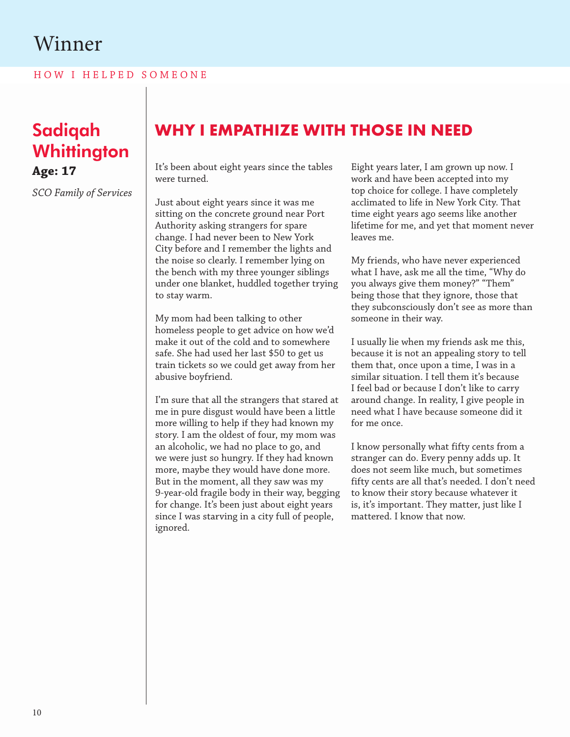# Winner

HOW I HELPED SOMEONE

## Sadiqah Whittington

**Age: 17**

*SCO Family of Services*

## WHY I EMPATHIZE WITH THOSE IN NEED

It's been about eight years since the tables were turned.

Just about eight years since it was me sitting on the concrete ground near Port Authority asking strangers for spare change. I had never been to New York City before and I remember the lights and the noise so clearly. I remember lying on the bench with my three younger siblings under one blanket, huddled together trying to stay warm.

My mom had been talking to other homeless people to get advice on how we'd make it out of the cold and to somewhere safe. She had used her last $50 to get us train tickets so we could get away from her abusive boyfriend.

I'm sure that all the strangers that stared at me in pure disgust would have been a little more willing to help if they had known my story. I am the oldest of four, my mom was an alcoholic, we had no place to go, and we were just so hungry. If they had known more, maybe they would have done more. But in the moment, all they saw was my 9-year-old fragile body in their way, begging for change. It's been just about eight years since I was starving in a city full of people, ignored.

Eight years later, I am grown up now. I work and have been accepted into my top choice for college. I have completely acclimated to life in New York City. That time eight years ago seems like another lifetime for me, and yet that moment never leaves me.

My friends, who have never experienced what I have, ask me all the time, "Why do you always give them money?" "Them" being those that they ignore, those that they subconsciously don't see as more than someone in their way.

I usually lie when my friends ask me this, because it is not an appealing story to tell them that, once upon a time, I was in a similar situation. I tell them it's because I feel bad or because I don't like to carry around change. In reality, I give people in need what I have because someone did it for me once.

I know personally what fifty cents from a stranger can do. Every penny adds up. It does not seem like much, but sometimes fifty cents are all that's needed. I don't need to know their story because whatever it is, it's important. They matter, just like I mattered. I know that now.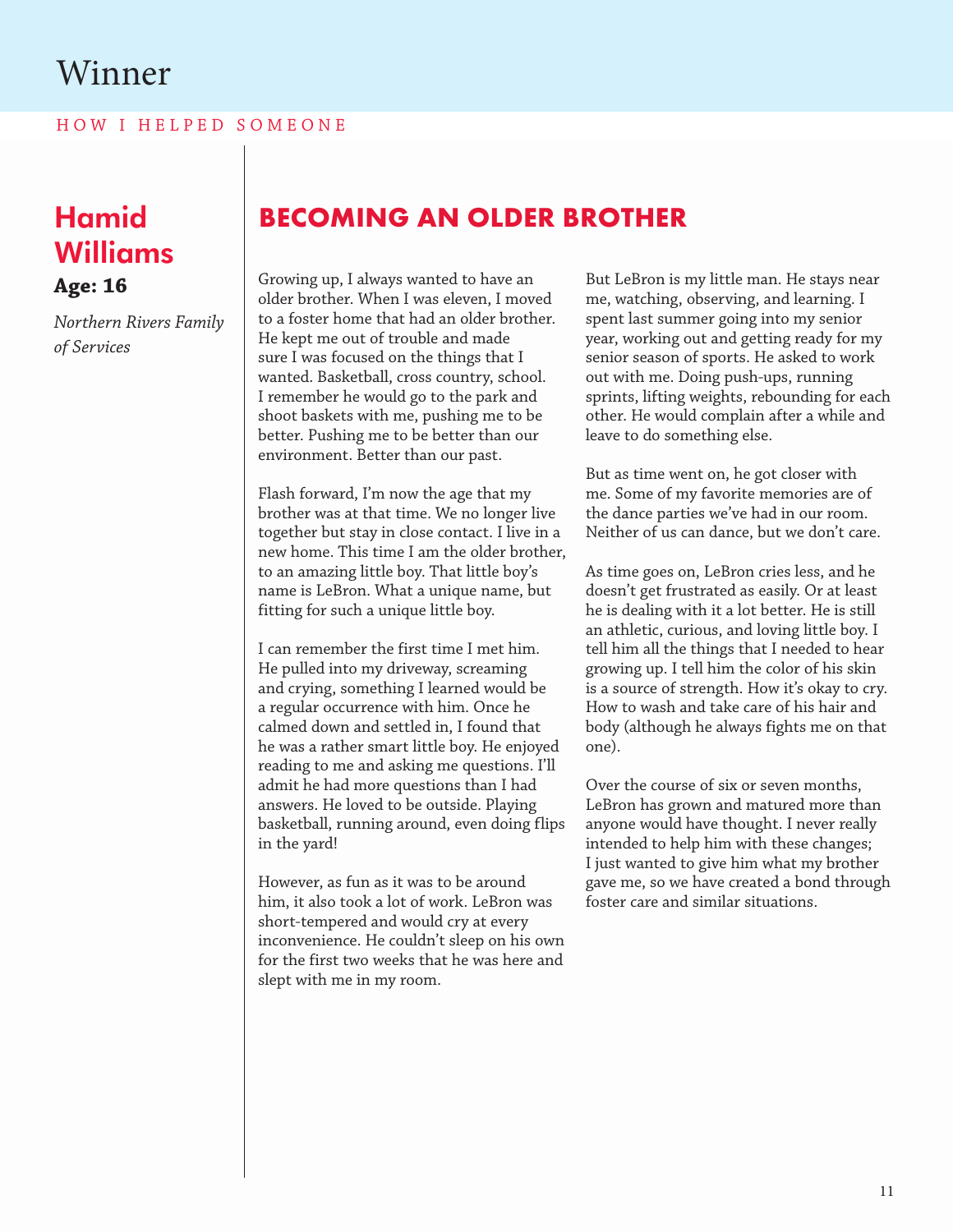# Winner

HOW I HELPED SOMEONE

## Hamid Williams

**Age: 16**

*Northern Rivers Family of Services*

## BECOMING AN OLDER BROTHER

Growing up, I always wanted to have an older brother. When I was eleven, I moved to a foster home that had an older brother. He kept me out of trouble and made sure I was focused on the things that I wanted. Basketball, cross country, school. I remember he would go to the park and shoot baskets with me, pushing me to be better. Pushing me to be better than our environment. Better than our past.

Flash forward, I'm now the age that my brother was at that time. We no longer live together but stay in close contact. I live in a new home. This time I am the older brother, to an amazing little boy. That little boy's name is LeBron. What a unique name, but fitting for such a unique little boy.

I can remember the first time I met him. He pulled into my driveway, screaming and crying, something I learned would be a regular occurrence with him. Once he calmed down and settled in, I found that he was a rather smart little boy. He enjoyed reading to me and asking me questions. I'll admit he had more questions than I had answers. He loved to be outside. Playing basketball, running around, even doing flips in the yard!

However, as fun as it was to be around him, it also took a lot of work. LeBron was short-tempered and would cry at every inconvenience. He couldn't sleep on his own for the first two weeks that he was here and slept with me in my room.

But LeBron is my little man. He stays near me, watching, observing, and learning. I spent last summer going into my senior year, working out and getting ready for my senior season of sports. He asked to work out with me. Doing push-ups, running sprints, lifting weights, rebounding for each other. He would complain after a while and leave to do something else.

But as time went on, he got closer with me. Some of my favorite memories are of the dance parties we've had in our room. Neither of us can dance, but we don't care.

As time goes on, LeBron cries less, and he doesn't get frustrated as easily. Or at least he is dealing with it a lot better. He is still an athletic, curious, and loving little boy. I tell him all the things that I needed to hear growing up. I tell him the color of his skin is a source of strength. How it's okay to cry. How to wash and take care of his hair and body (although he always fights me on that one).

Over the course of six or seven months, LeBron has grown and matured more than anyone would have thought. I never really intended to help him with these changes; I just wanted to give him what my brother gave me, so we have created a bond through foster care and similar situations.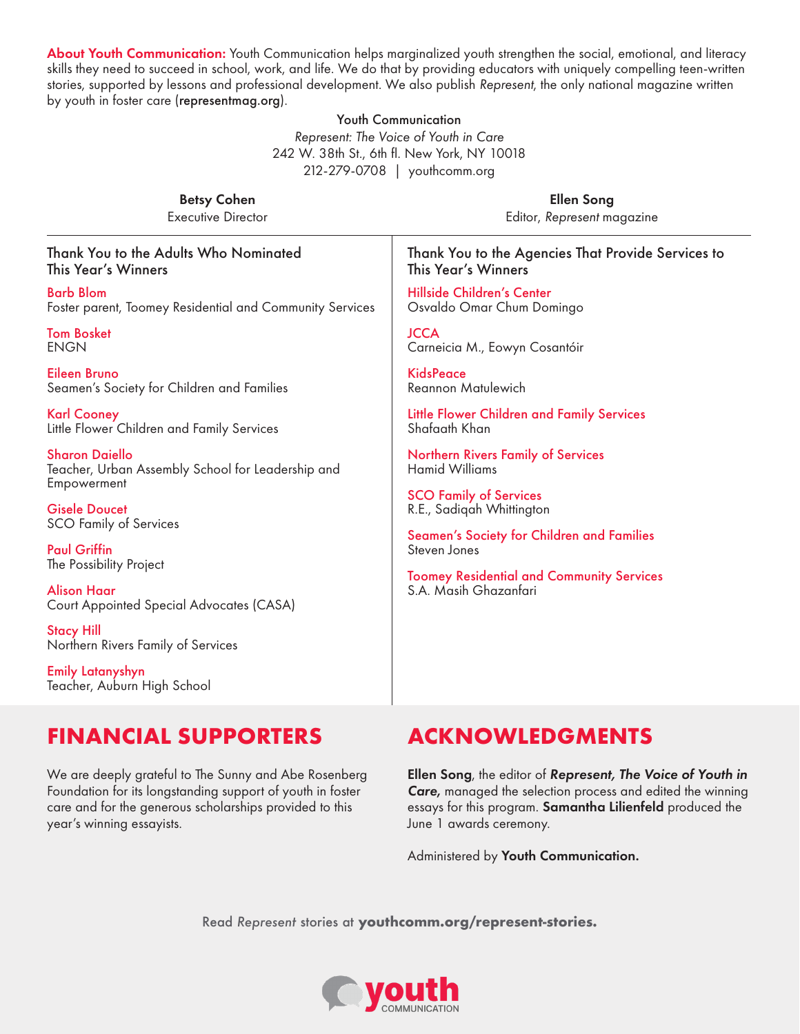**About Youth Communication:** Youth Communication helps marginalized youth strengthen the social, emotional, and literacy skills they need to succeed in school, work, and life. We do that by providing educators with uniquely compelling teen-written stories, supported by lessons and professional development. We also publish *Represent*, the only national magazine written by youth in foster care (representmag.org).

Youth Communication
*Represent: The Voice of Youth in Care*
242 W. 38th St., 6th fl. New York, NY 10018
212-279-0708 | youthcomm.org

**Betsy Cohen**
Executive Director

**Ellen Song**
Editor, *Represent* magazine

### Thank You to the Adults Who Nominated This Year's Winners

Barb Blom
Foster parent, Toomey Residential and Community Services

Tom Bosket
ENGN

Eileen Bruno
Seamen's Society for Children and Families

Karl Cooney
Little Flower Children and Family Services

Sharon Daiello
Teacher, Urban Assembly School for Leadership and Empowerment

Gisele Doucet
SCO Family of Services

Paul Griffin
The Possibility Project

Alison Haar
Court Appointed Special Advocates (CASA)

Stacy Hill
Northern Rivers Family of Services

Emily Latanyshyn
Teacher, Auburn High School

### Thank You to the Agencies That Provide Services to This Year's Winners

Hillside Children's Center
Osvaldo Omar Chum Domingo

JCCA
Carneicia M., Eowyn Cosantóir

KidsPeace
Reannon Matulewich

Little Flower Children and Family Services
Shafaath Khan

Northern Rivers Family of Services
Hamid Williams

SCO Family of Services
R.E., Sadiqah Whittington

Seamen's Society for Children and Families
Steven Jones

Toomey Residential and Community Services
S.A. Masih Ghazanfari

## FINANCIAL SUPPORTERS

We are deeply grateful to The Sunny and Abe Rosenberg Foundation for its longstanding support of youth in foster care and for the generous scholarships provided to this year's winning essayists.

## ACKNOWLEDGMENTS

**Ellen Song**, the editor of ***Represent, The Voice of Youth in Care,*** managed the selection process and edited the winning essays for this program. **Samantha Lilienfeld** produced the June 1 awards ceremony.

Administered by **Youth Communication.**

Read *Represent* stories at **youthcomm.org/represent-stories.**

youth COMMUNICATION